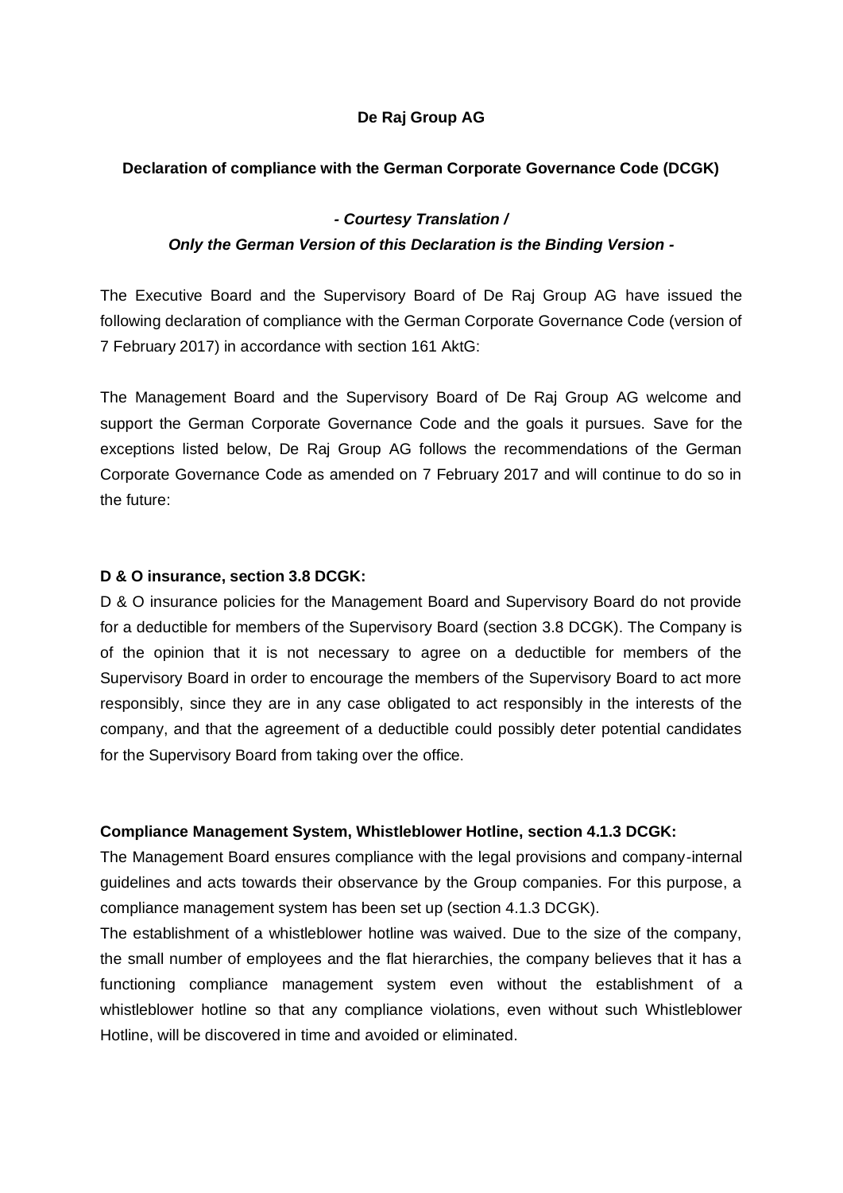**De Raj Group AG**

**Declaration of compliance with the German Corporate Governance Code (DCGK)**

***- Courtesy Translation /***
***Only the German Version of this Declaration is the Binding Version -***

The Executive Board and the Supervisory Board of De Raj Group AG have issued the following declaration of compliance with the German Corporate Governance Code (version of 7 February 2017) in accordance with section 161 AktG:

The Management Board and the Supervisory Board of De Raj Group AG welcome and support the German Corporate Governance Code and the goals it pursues. Save for the exceptions listed below, De Raj Group AG follows the recommendations of the German Corporate Governance Code as amended on 7 February 2017 and will continue to do so in the future:

**D & O insurance, section 3.8 DCGK:**

D & O insurance policies for the Management Board and Supervisory Board do not provide for a deductible for members of the Supervisory Board (section 3.8 DCGK). The Company is of the opinion that it is not necessary to agree on a deductible for members of the Supervisory Board in order to encourage the members of the Supervisory Board to act more responsibly, since they are in any case obligated to act responsibly in the interests of the company, and that the agreement of a deductible could possibly deter potential candidates for the Supervisory Board from taking over the office.

**Compliance Management System, Whistleblower Hotline, section 4.1.3 DCGK:**

The Management Board ensures compliance with the legal provisions and company-internal guidelines and acts towards their observance by the Group companies. For this purpose, a compliance management system has been set up (section 4.1.3 DCGK).

The establishment of a whistleblower hotline was waived. Due to the size of the company, the small number of employees and the flat hierarchies, the company believes that it has a functioning compliance management system even without the establishment of a whistleblower hotline so that any compliance violations, even without such Whistleblower Hotline, will be discovered in time and avoided or eliminated.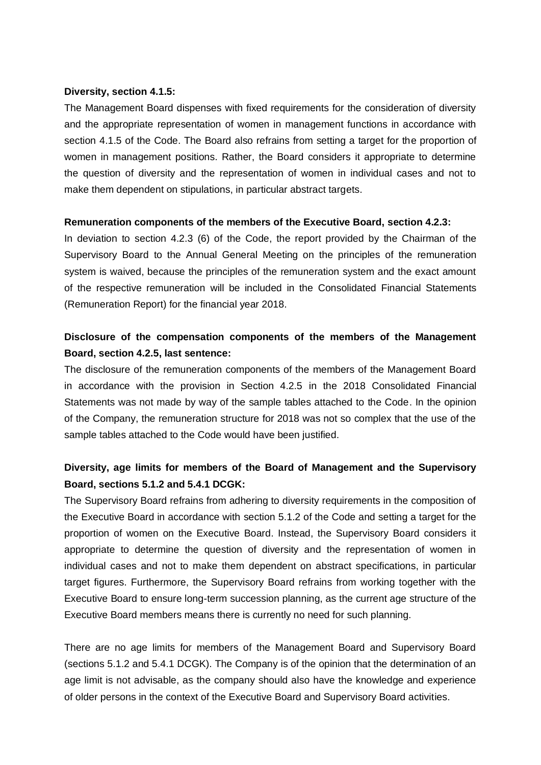**Diversity, section 4.1.5:**

The Management Board dispenses with fixed requirements for the consideration of diversity and the appropriate representation of women in management functions in accordance with section 4.1.5 of the Code. The Board also refrains from setting a target for the proportion of women in management positions. Rather, the Board considers it appropriate to determine the question of diversity and the representation of women in individual cases and not to make them dependent on stipulations, in particular abstract targets.

**Remuneration components of the members of the Executive Board, section 4.2.3:**

In deviation to section 4.2.3 (6) of the Code, the report provided by the Chairman of the Supervisory Board to the Annual General Meeting on the principles of the remuneration system is waived, because the principles of the remuneration system and the exact amount of the respective remuneration will be included in the Consolidated Financial Statements (Remuneration Report) for the financial year 2018.

**Disclosure of the compensation components of the members of the Management Board, section 4.2.5, last sentence:**

The disclosure of the remuneration components of the members of the Management Board in accordance with the provision in Section 4.2.5 in the 2018 Consolidated Financial Statements was not made by way of the sample tables attached to the Code. In the opinion of the Company, the remuneration structure for 2018 was not so complex that the use of the sample tables attached to the Code would have been justified.

**Diversity, age limits for members of the Board of Management and the Supervisory Board, sections 5.1.2 and 5.4.1 DCGK:**

The Supervisory Board refrains from adhering to diversity requirements in the composition of the Executive Board in accordance with section 5.1.2 of the Code and setting a target for the proportion of women on the Executive Board. Instead, the Supervisory Board considers it appropriate to determine the question of diversity and the representation of women in individual cases and not to make them dependent on abstract specifications, in particular target figures. Furthermore, the Supervisory Board refrains from working together with the Executive Board to ensure long-term succession planning, as the current age structure of the Executive Board members means there is currently no need for such planning.

There are no age limits for members of the Management Board and Supervisory Board (sections 5.1.2 and 5.4.1 DCGK). The Company is of the opinion that the determination of an age limit is not advisable, as the company should also have the knowledge and experience of older persons in the context of the Executive Board and Supervisory Board activities.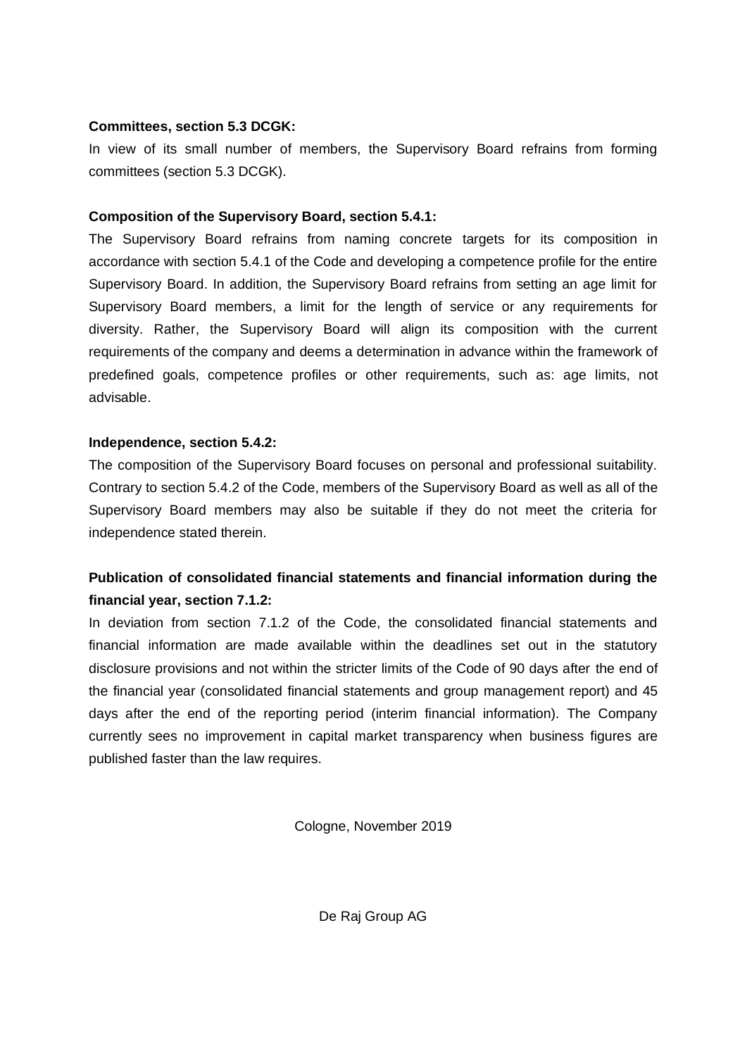**Committees, section 5.3 DCGK:**

In view of its small number of members, the Supervisory Board refrains from forming committees (section 5.3 DCGK).

**Composition of the Supervisory Board, section 5.4.1:**

The Supervisory Board refrains from naming concrete targets for its composition in accordance with section 5.4.1 of the Code and developing a competence profile for the entire Supervisory Board. In addition, the Supervisory Board refrains from setting an age limit for Supervisory Board members, a limit for the length of service or any requirements for diversity. Rather, the Supervisory Board will align its composition with the current requirements of the company and deems a determination in advance within the framework of predefined goals, competence profiles or other requirements, such as: age limits, not advisable.

**Independence, section 5.4.2:**

The composition of the Supervisory Board focuses on personal and professional suitability. Contrary to section 5.4.2 of the Code, members of the Supervisory Board as well as all of the Supervisory Board members may also be suitable if they do not meet the criteria for independence stated therein.

**Publication of consolidated financial statements and financial information during the financial year, section 7.1.2:**

In deviation from section 7.1.2 of the Code, the consolidated financial statements and financial information are made available within the deadlines set out in the statutory disclosure provisions and not within the stricter limits of the Code of 90 days after the end of the financial year (consolidated financial statements and group management report) and 45 days after the end of the reporting period (interim financial information). The Company currently sees no improvement in capital market transparency when business figures are published faster than the law requires.

Cologne, November 2019

De Raj Group AG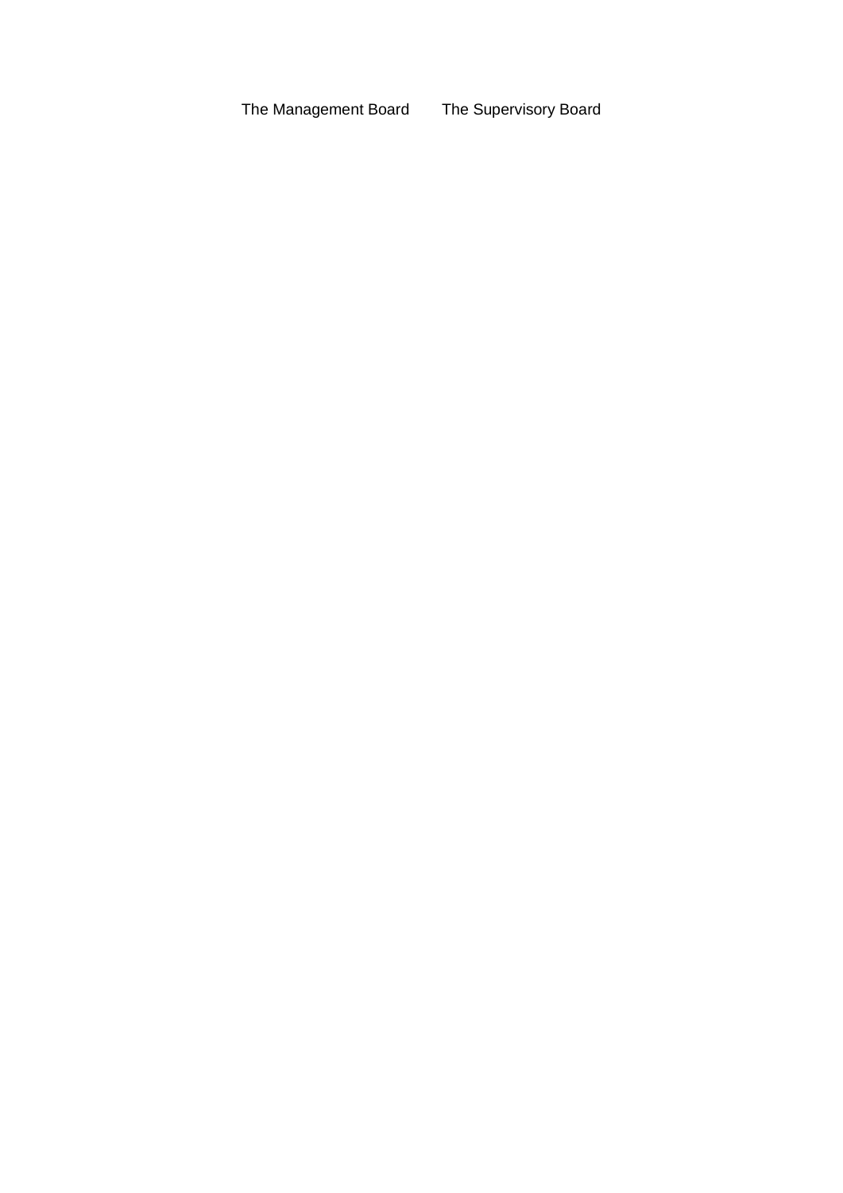The Management Board The Supervisory Board